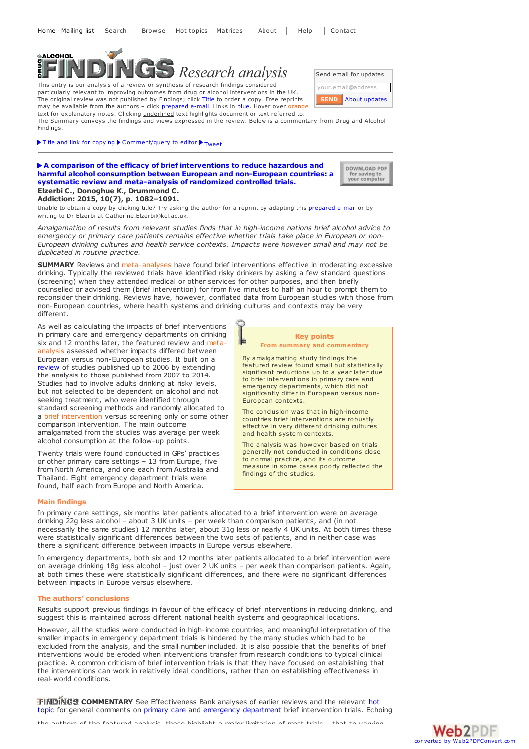Home | Mailing list | Search | Browse | Hot topics | Matrices | About | Help | Contact

# DRUG ALCOHOL FINDINGS Research analysis

This entry is our analysis of a review or synthesis of research findings considered particularly relevant to improving outcomes from drug or alcohol interventions in the UK. The original review was not published by Findings; click Title to order a copy. Free reprints may be available from the authors – click prepared e-mail. Links in blue. Hover over orange text for explanatory notes. Clicking underlined text highlights document or text referred to. The Summary conveys the findings and views expressed in the review. Below is a commentary from Drug and Alcohol Findings.

Send email for updates

your.email@address

SEND About updates

▶ Title and link for copying ▶ Comment/query to editor ▶ Tweet

---

**▶ A comparison of the efficacy of brief interventions to reduce hazardous and harmful alcohol consumption between European and non-European countries: a systematic review and meta-analysis of randomized controlled trials.**

**Elzerbi C., Donoghue K., Drummond C.**
**Addiction: 2015, 10(7), p. 1082–1091.**

DOWNLOAD PDF for saving to your computer

Unable to obtain a copy by clicking title? Try asking the author for a reprint by adapting this prepared e-mail or by writing to Dr Elzerbi at Catherine.Elzerbi@kcl.ac.uk.

*Amalgamation of results from relevant studies finds that in high-income nations brief alcohol advice to emergency or primary care patients remains effective whether trials take place in European or non-European drinking cultures and health service contexts. Impacts were however small and may not be duplicated in routine practice.*

**SUMMARY** Reviews and meta-analyses have found brief interventions effective in moderating excessive drinking. Typically the reviewed trials have identified risky drinkers by asking a few standard questions (screening) when they attended medical or other services for other purposes, and then briefly counselled or advised them (brief intervention) for from five minutes to half an hour to prompt them to reconsider their drinking. Reviews have, however, conflated data from European studies with those from non-European countries, where health systems and drinking cultures and contexts may be very different.

As well as calculating the impacts of brief interventions in primary care and emergency departments on drinking six and 12 months later, the featured review and meta-analysis assessed whether impacts differed between European versus non-European studies. It built on a review of studies published up to 2006 by extending the analysis to those published from 2007 to 2014. Studies had to involve adults drinking at risky levels, but not selected to be dependent on alcohol and not seeking treatment, who were identified through standard screening methods and randomly allocated to a brief intervention versus screening only or some other comparison intervention. The main outcome amalgamated from the studies was average per week alcohol consumption at the follow-up points.

Twenty trials were found conducted in GPs' practices or other primary care settings – 13 from Europe, five from North America, and one each from Australia and Thailand. Eight emergency department trials were found, half each from Europe and North America.

> **Key points**
> **From summary and commentary**
>
> By amalgamating study findings the featured review found small but statistically significant reductions up to a year later due to brief interventions in primary care and emergency departments, which did not significantly differ in European versus non-European contexts.
>
> The conclusion was that in high-income countries brief interventions are robustly effective in very different drinking cultures and health system contexts.
>
> The analysis was however based on trials generally not conducted in conditions close to normal practice, and its outcome measure in some cases poorly reflected the findings of the studies.

### Main findings

In primary care settings, six months later patients allocated to a brief intervention were on average drinking 22g less alcohol – about 3 UK units – per week than comparison patients, and (in not necessarily the same studies) 12 months later, about 31g less or nearly 4 UK units. At both times these were statistically significant differences between the two sets of patients, and in neither case was there a significant difference between impacts in Europe versus elsewhere.

In emergency departments, both six and 12 months later patients allocated to a brief intervention were on average drinking 18g less alcohol – just over 2 UK units – per week than comparison patients. Again, at both times these were statistically significant differences, and there were no significant differences between impacts in Europe versus elsewhere.

### The authors' conclusions

Results support previous findings in favour of the efficacy of brief interventions in reducing drinking, and suggest this is maintained across different national health systems and geographical locations.

However, all the studies were conducted in high-income countries, and meaningful interpretation of the smaller impacts in emergency department trials is hindered by the many studies which had to be excluded from the analysis, and the small number included. It is also possible that the benefits of brief interventions would be eroded when interventions transfer from research conditions to typical clinical practice. A common criticism of brief intervention trials is that they have focused on establishing that the interventions can work in relatively ideal conditions, rather than on establishing effectiveness in real-world conditions.

**FINDINGS COMMENTARY** See Effectiveness Bank analyses of earlier reviews and the relevant hot topic for general comments on primary care and emergency department brief intervention trials. Echoing the authors of the featured analysis, these highlight a major limitation of most trials – that to varying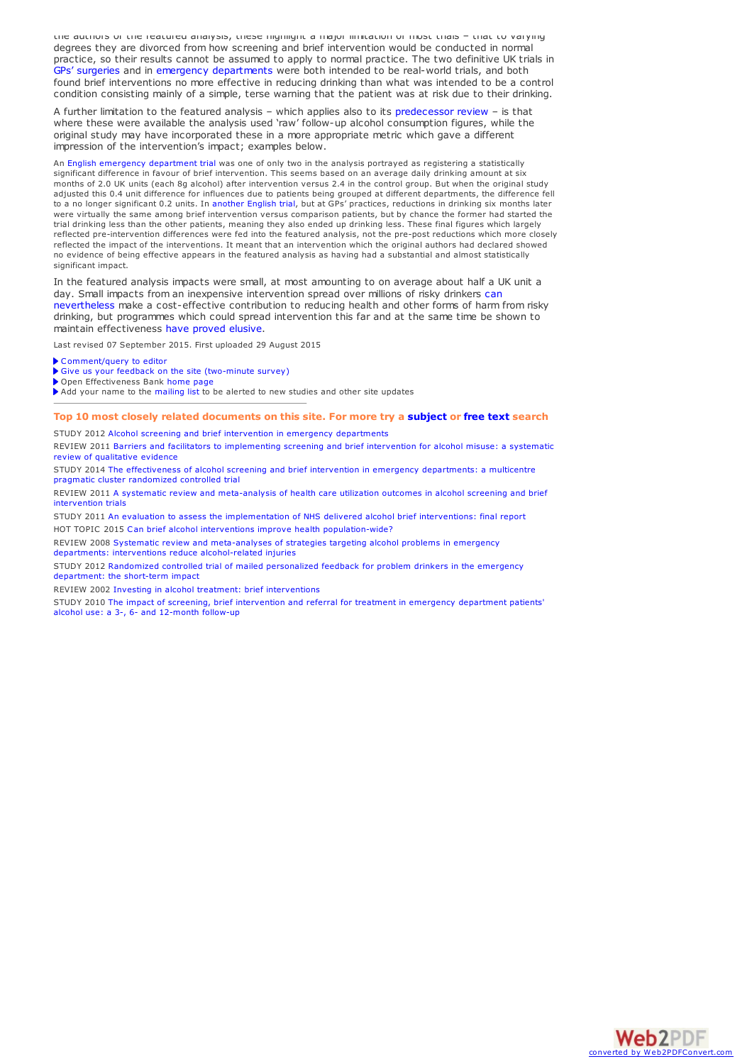the authors of the featured analysis, these highlight a major limitation of most trials – that to varying degrees they are divorced from how screening and brief intervention would be conducted in normal practice, so their results cannot be assumed to apply to normal practice. The two definitive UK trials in GPs' surgeries and in emergency departments were both intended to be real-world trials, and both found brief interventions no more effective in reducing drinking than what was intended to be a control condition consisting mainly of a simple, terse warning that the patient was at risk due to their drinking.

A further limitation to the featured analysis – which applies also to its predecessor review – is that where these were available the analysis used 'raw' follow-up alcohol consumption figures, while the original study may have incorporated these in a more appropriate metric which gave a different impression of the intervention's impact; examples below.

An English emergency department trial was one of only two in the analysis portrayed as registering a statistically significant difference in favour of brief intervention. This seems based on an average daily drinking amount at six months of 2.0 UK units (each 8g alcohol) after intervention versus 2.4 in the control group. But when the original study adjusted this 0.4 unit difference for influences due to patients being grouped at different departments, the difference fell to a no longer significant 0.2 units. In another English trial, but at GPs' practices, reductions in drinking six months later were virtually the same among brief intervention versus comparison patients, but by chance the former had started the trial drinking less than the other patients, meaning they also ended up drinking less. These final figures which largely reflected pre-intervention differences were fed into the featured analysis, not the pre-post reductions which more closely reflected the impact of the interventions. It meant that an intervention which the original authors had declared showed no evidence of being effective appears in the featured analysis as having had a substantial and almost statistically significant impact.

In the featured analysis impacts were small, at most amounting to on average about half a UK unit a day. Small impacts from an inexpensive intervention spread over millions of risky drinkers can nevertheless make a cost-effective contribution to reducing health and other forms of harm from risky drinking, but programmes which could spread intervention this far and at the same time be shown to maintain effectiveness have proved elusive.

Last revised 07 September 2015. First uploaded 29 August 2015

- Comment/query to editor
- Give us your feedback on the site (two-minute survey)
- Open Effectiveness Bank home page
- Add your name to the mailing list to be alerted to new studies and other site updates

---

**Top 10 most closely related documents on this site. For more try a subject or free text search**

STUDY 2012 Alcohol screening and brief intervention in emergency departments

REVIEW 2011 Barriers and facilitators to implementing screening and brief intervention for alcohol misuse: a systematic review of qualitative evidence

STUDY 2014 The effectiveness of alcohol screening and brief intervention in emergency departments: a multicentre pragmatic cluster randomized controlled trial

REVIEW 2011 A systematic review and meta-analysis of health care utilization outcomes in alcohol screening and brief intervention trials

STUDY 2011 An evaluation to assess the implementation of NHS delivered alcohol brief interventions: final report

HOT TOPIC 2015 Can brief alcohol interventions improve health population-wide?

REVIEW 2008 Systematic review and meta-analyses of strategies targeting alcohol problems in emergency departments: interventions reduce alcohol-related injuries

STUDY 2012 Randomized controlled trial of mailed personalized feedback for problem drinkers in the emergency department: the short-term impact

REVIEW 2002 Investing in alcohol treatment: brief interventions

STUDY 2010 The impact of screening, brief intervention and referral for treatment in emergency department patients' alcohol use: a 3-, 6- and 12-month follow-up